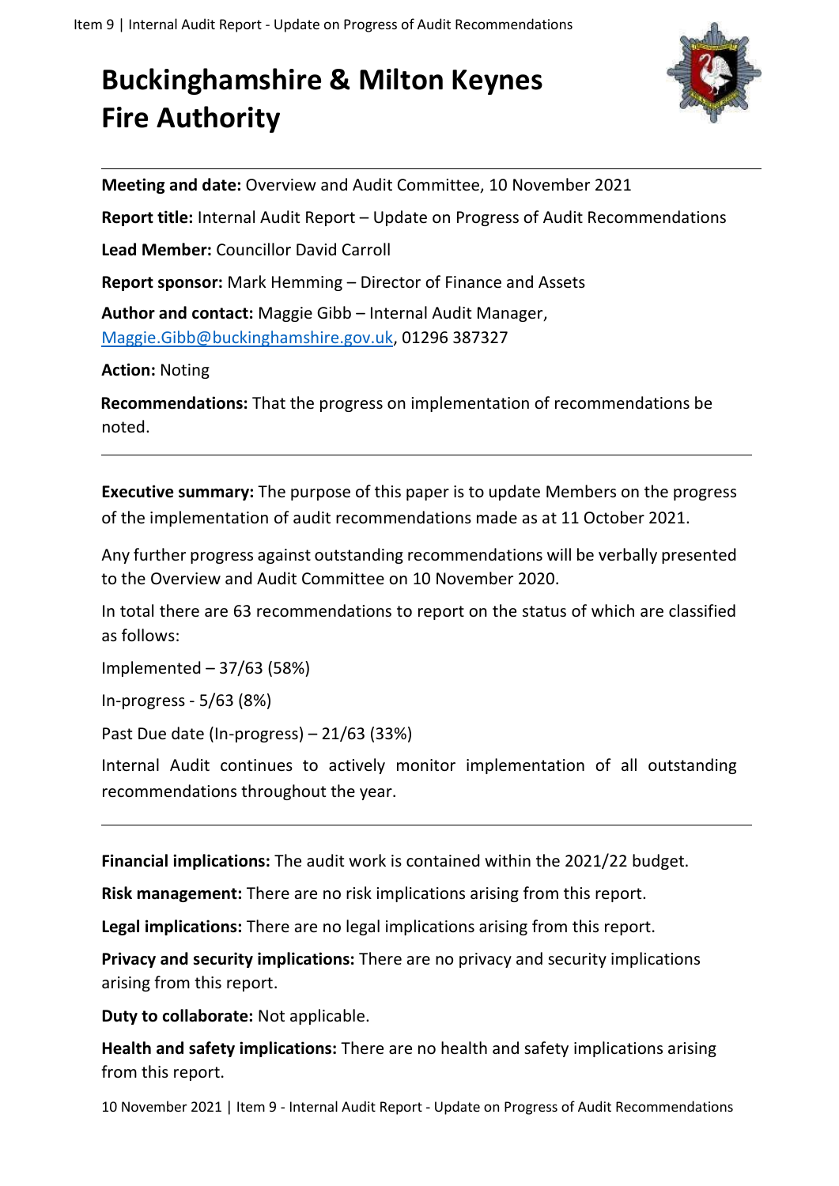# Buckinghamshire & Milton Keynes Fire Authority

**Meeting and date:** Overview and Audit Committee, 10 November 2021

**Report title:** Internal Audit Report – Update on Progress of Audit Recommendations

**Lead Member:** Councillor David Carroll

**Report sponsor:** Mark Hemming – Director of Finance and Assets

**Author and contact:** Maggie Gibb – Internal Audit Manager, Maggie.Gibb@buckinghamshire.gov.uk, 01296 387327

**Action:** Noting

**Recommendations:** That the progress on implementation of recommendations be noted.

---

**Executive summary:** The purpose of this paper is to update Members on the progress of the implementation of audit recommendations made as at 11 October 2021.

Any further progress against outstanding recommendations will be verbally presented to the Overview and Audit Committee on 10 November 2020.

In total there are 63 recommendations to report on the status of which are classified as follows:

Implemented – 37/63 (58%)

In-progress - 5/63 (8%)

Past Due date (In-progress) – 21/63 (33%)

Internal Audit continues to actively monitor implementation of all outstanding recommendations throughout the year.

---

**Financial implications:** The audit work is contained within the 2021/22 budget.

**Risk management:** There are no risk implications arising from this report.

**Legal implications:** There are no legal implications arising from this report.

**Privacy and security implications:** There are no privacy and security implications arising from this report.

**Duty to collaborate:** Not applicable.

**Health and safety implications:** There are no health and safety implications arising from this report.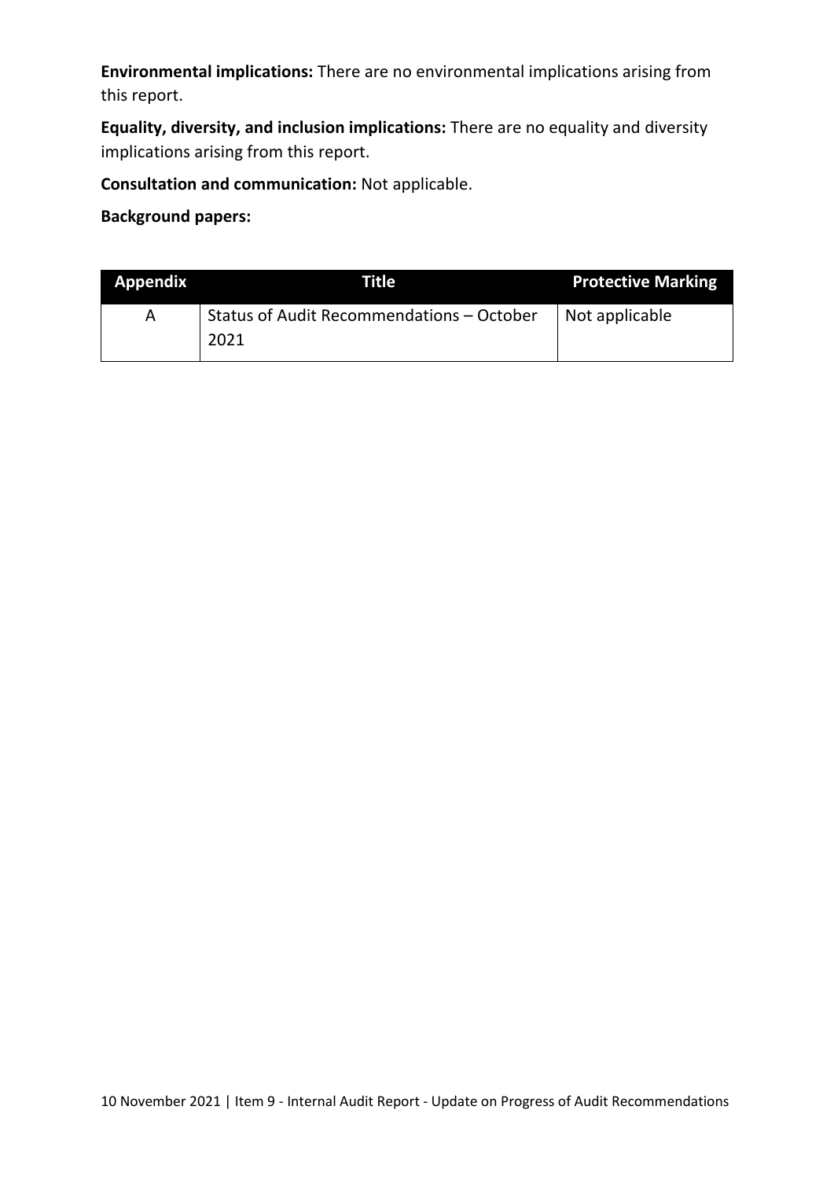**Environmental implications:** There are no environmental implications arising from this report.

**Equality, diversity, and inclusion implications:** There are no equality and diversity implications arising from this report.

**Consultation and communication:** Not applicable.

**Background papers:**

| Appendix | Title | Protective Marking |
|---|---|---|
| A | Status of Audit Recommendations – October 2021 | Not applicable |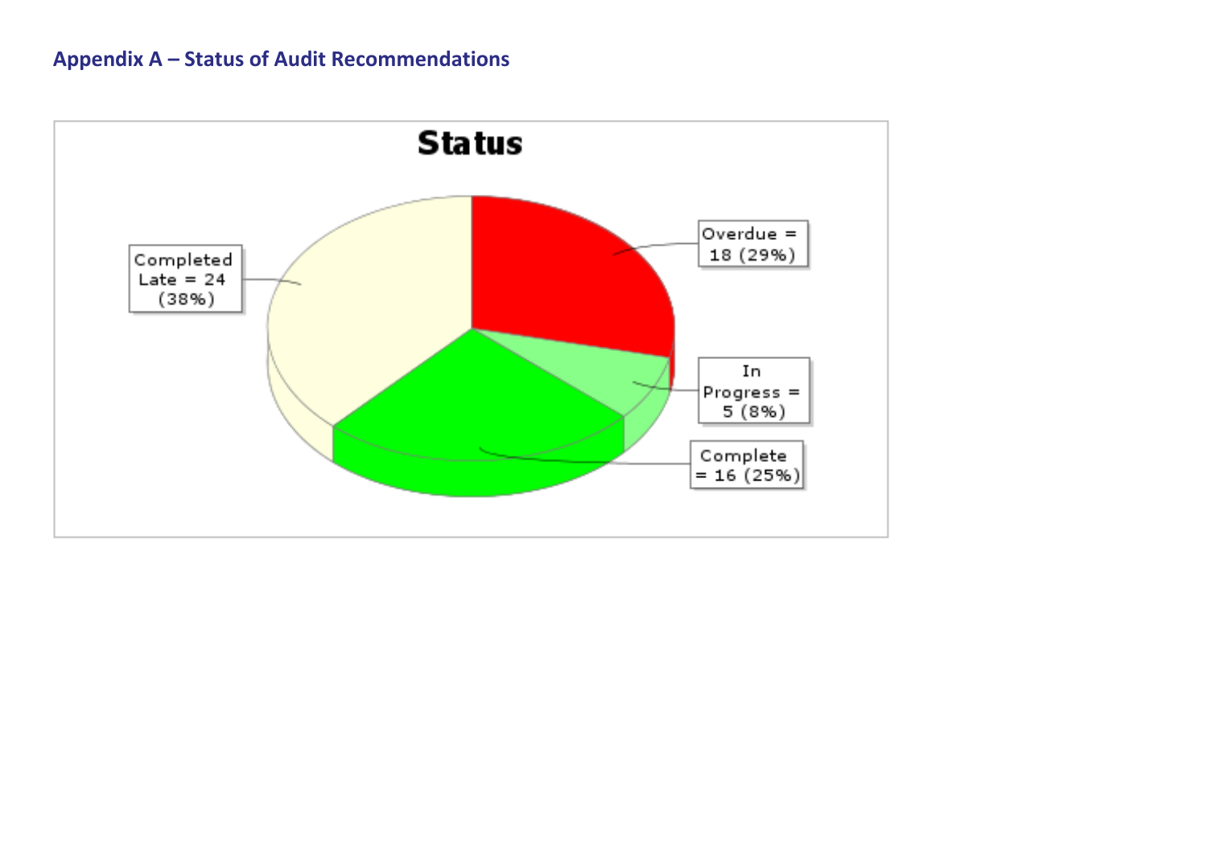### Appendix A – Status of Audit Recommendations

**Status**

Overdue = 18 (29%)

In Progress = 5 (8%)

Complete = 16 (25%)

Completed Late = 24 (38%)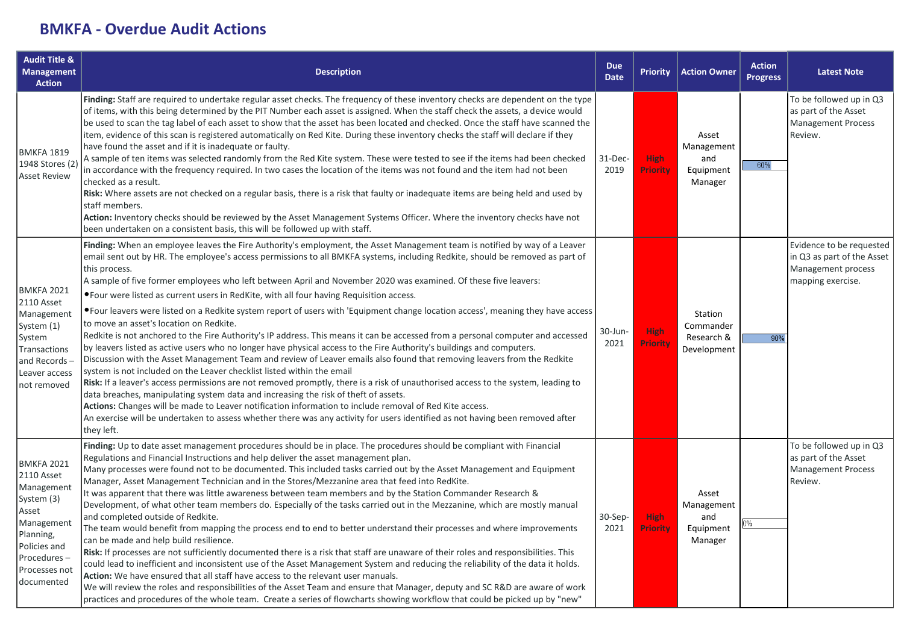## BMKFA - Overdue Audit Actions

| Audit Title & Management Action | Description | Due Date | Priority | Action Owner | Action Progress | Latest Note |
|---|---|---|---|---|---|---|
| BMKFA 1819 1948 Stores (2) Asset Review | **Finding:** Staff are required to undertake regular asset checks. The frequency of these inventory checks are dependent on the type of items, with this being determined by the PIT Number each asset is assigned. When the staff check the assets, a device would be used to scan the tag label of each asset to show that the asset has been located and checked. Once the staff have scanned the item, evidence of this scan is registered automatically on Red Kite. During these inventory checks the staff will declare if they have found the asset and if it is inadequate or faulty.<br>A sample of ten items was selected randomly from the Red Kite system. These were tested to see if the items had been checked in accordance with the frequency required. In two cases the location of the items was not found and the item had not been checked as a result.<br>**Risk:** Where assets are not checked on a regular basis, there is a risk that faulty or inadequate items are being held and used by staff members.<br>**Action:** Inventory checks should be reviewed by the Asset Management Systems Officer. Where the inventory checks have not been undertaken on a consistent basis, this will be followed up with staff. | 31-Dec-2019 | High Priority | Asset Management and Equipment Manager | 60% | To be followed up in Q3 as part of the Asset Management Process Review. |
| BMKFA 2021 2110 Asset Management System (1) System Transactions and Records – Leaver access not removed | **Finding:** When an employee leaves the Fire Authority's employment, the Asset Management team is notified by way of a Leaver email sent out by HR. The employee's access permissions to all BMKFA systems, including Redkite, should be removed as part of this process.<br>A sample of five former employees who left between April and November 2020 was examined. Of these five leavers:<br>• Four were listed as current users in RedKite, with all four having Requisition access.<br>• Four leavers were listed on a Redkite system report of users with 'Equipment change location access', meaning they have access to move an asset's location on Redkite.<br>Redkite is not anchored to the Fire Authority's IP address. This means it can be accessed from a personal computer and accessed by leavers listed as active users who no longer have physical access to the Fire Authority's buildings and computers.<br>Discussion with the Asset Management Team and review of Leaver emails also found that removing leavers from the Redkite system is not included on the Leaver checklist listed within the email<br>**Risk:** If a leaver's access permissions are not removed promptly, there is a risk of unauthorised access to the system, leading to data breaches, manipulating system data and increasing the risk of theft of assets.<br>**Actions:** Changes will be made to Leaver notification information to include removal of Red Kite access.<br>An exercise will be undertaken to assess whether there was any activity for users identified as not having been removed after they left. | 30-Jun-2021 | High Priority | Station Commander Research & Development | 90% | Evidence to be requested in Q3 as part of the Asset Management process mapping exercise. |
| BMKFA 2021 2110 Asset Management System (3) Asset Management Planning, Policies and Procedures – Processes not documented | **Finding:** Up to date asset management procedures should be in place. The procedures should be compliant with Financial Regulations and Financial Instructions and help deliver the asset management plan.<br>Many processes were found not to be documented. This included tasks carried out by the Asset Management and Equipment Manager, Asset Management Technician and in the Stores/Mezzanine area that feed into RedKite.<br>It was apparent that there was little awareness between team members and by the Station Commander Research & Development, of what other team members do. Especially of the tasks carried out in the Mezzanine, which are mostly manual and completed outside of Redkite.<br>The team would benefit from mapping the process end to end to better understand their processes and where improvements can be made and help build resilience.<br>**Risk:** If processes are not sufficiently documented there is a risk that staff are unaware of their roles and responsibilities. This could lead to inefficient and inconsistent use of the Asset Management System and reducing the reliability of the data it holds.<br>**Action:** We have ensured that all staff have access to the relevant user manuals.<br>We will review the roles and responsibilities of the Asset Team and ensure that Manager, deputy and SC R&D are aware of work practices and procedures of the whole team. Create a series of flowcharts showing workflow that could be picked up by "new" | 30-Sep-2021 | High Priority | Asset Management and Equipment Manager | 0% | To be followed up in Q3 as part of the Asset Management Process Review. |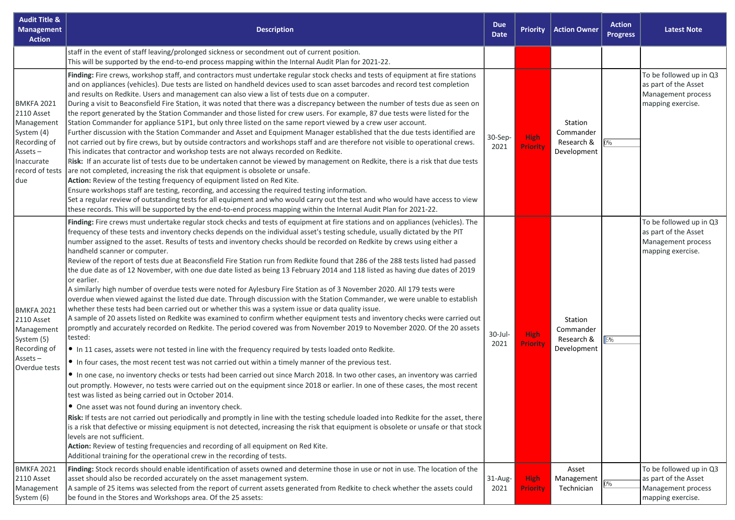| Audit Title & Management Action | Description | Due Date | Priority | Action Owner | Action Progress | Latest Note |
|---|---|---|---|---|---|---|
| | staff in the event of staff leaving/prolonged sickness or secondment out of current position.<br>This will be supported by the end-to-end process mapping within the Internal Audit Plan for 2021-22. | | | | | |
| BMKFA 2021 2110 Asset Management System (4) Recording of Assets – Inaccurate record of tests due | **Finding:** Fire crews, workshop staff, and contractors must undertake regular stock checks and tests of equipment at fire stations and on appliances (vehicles). Due tests are listed on handheld devices used to scan asset barcodes and record test completion and results on Redkite. Users and management can also view a list of tests due on a computer.<br>During a visit to Beaconsfield Fire Station, it was noted that there was a discrepancy between the number of tests due as seen on the report generated by the Station Commander and those listed for crew users. For example, 87 due tests were listed for the Station Commander for appliance 51P1, but only three listed on the same report viewed by a crew user account.<br>Further discussion with the Station Commander and Asset and Equipment Manager established that the due tests identified are not carried out by fire crews, but by outside contractors and workshops staff and are therefore not visible to operational crews. This indicates that contractor and workshop tests are not always recorded on Redkite.<br>**Risk:** If an accurate list of tests due to be undertaken cannot be viewed by management on Redkite, there is a risk that due tests are not completed, increasing the risk that equipment is obsolete or unsafe.<br>**Action:** Review of the testing frequency of equipment listed on Red Kite.<br>Ensure workshops staff are testing, recording, and accessing the required testing information.<br>Set a regular review of outstanding tests for all equipment and who would carry out the test and who would have access to view these records. This will be supported by the end-to-end process mapping within the Internal Audit Plan for 2021-22. | 30-Sep-2021 | High Priority | Station Commander Research & Development | 0% | To be followed up in Q3 as part of the Asset Management process mapping exercise. |
| BMKFA 2021 2110 Asset Management System (5) Recording of Assets – Overdue tests | **Finding:** Fire crews must undertake regular stock checks and tests of equipment at fire stations and on appliances (vehicles). The frequency of these tests and inventory checks depends on the individual asset's testing schedule, usually dictated by the PIT number assigned to the asset. Results of tests and inventory checks should be recorded on Redkite by crews using either a handheld scanner or computer.<br>Review of the report of tests due at Beaconsfield Fire Station run from Redkite found that 286 of the 288 tests listed had passed the due date as of 12 November, with one due date listed as being 13 February 2014 and 118 listed as having due dates of 2019 or earlier.<br>A similarly high number of overdue tests were noted for Aylesbury Fire Station as of 3 November 2020. All 179 tests were overdue when viewed against the listed due date. Through discussion with the Station Commander, we were unable to establish whether these tests had been carried out or whether this was a system issue or data quality issue.<br>A sample of 20 assets listed on Redkite was examined to confirm whether equipment tests and inventory checks were carried out promptly and accurately recorded on Redkite. The period covered was from November 2019 to November 2020. Of the 20 assets tested:<br>• In 11 cases, assets were not tested in line with the frequency required by tests loaded onto Redkite.<br>• In four cases, the most recent test was not carried out within a timely manner of the previous test.<br>• In one case, no inventory checks or tests had been carried out since March 2018. In two other cases, an inventory was carried out promptly. However, no tests were carried out on the equipment since 2018 or earlier. In one of these cases, the most recent test was listed as being carried out in October 2014.<br>• One asset was not found during an inventory check.<br>**Risk:** If tests are not carried out periodically and promptly in line with the testing schedule loaded into Redkite for the asset, there is a risk that defective or missing equipment is not detected, increasing the risk that equipment is obsolete or unsafe or that stock levels are not sufficient.<br>**Action:** Review of testing frequencies and recording of all equipment on Red Kite.<br>Additional training for the operational crew in the recording of tests. | 30-Jul-2021 | High Priority | Station Commander Research & Development | 5% | To be followed up in Q3 as part of the Asset Management process mapping exercise. |
| BMKFA 2021 2110 Asset Management System (6) | **Finding:** Stock records should enable identification of assets owned and determine those in use or not in use. The location of the asset should also be recorded accurately on the asset management system.<br>A sample of 25 items was selected from the report of current assets generated from Redkite to check whether the assets could be found in the Stores and Workshops area. Of the 25 assets: | 31-Aug-2021 | High Priority | Asset Management Technician | 0% | To be followed up in Q3 as part of the Asset Management process mapping exercise. |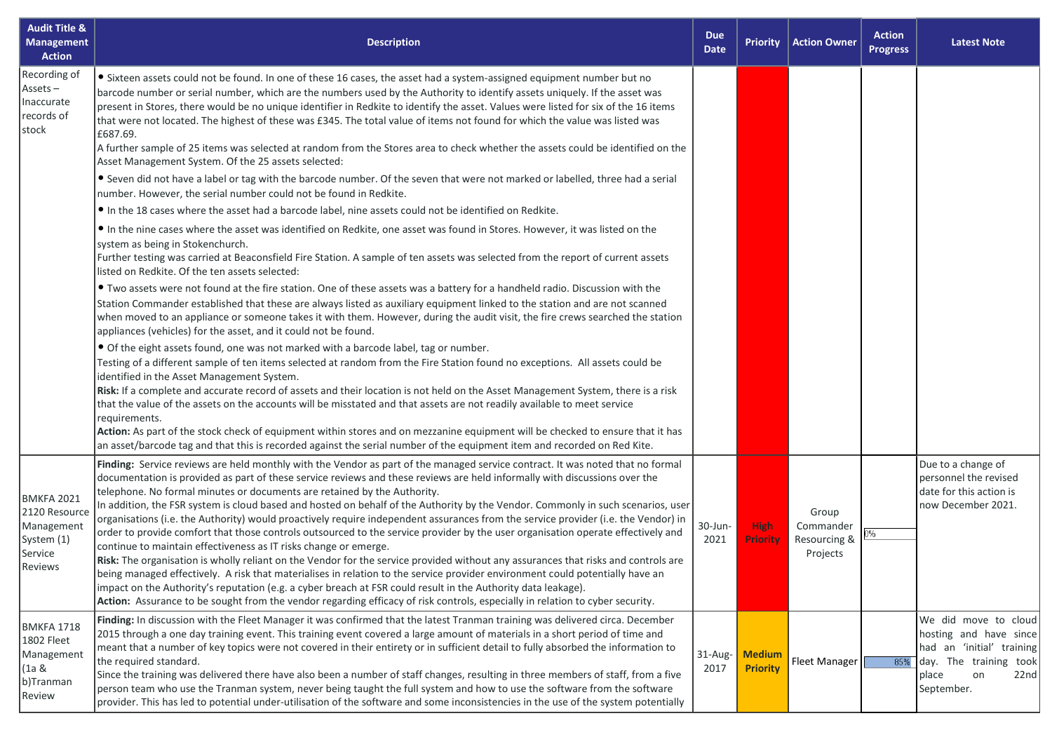| Audit Title & Management Action | Description | Due Date | Priority | Action Owner | Action Progress | Latest Note |
|---|---|---|---|---|---|---|
| Recording of Assets – Inaccurate records of stock | • Sixteen assets could not be found. In one of these 16 cases, the asset had a system-assigned equipment number but no barcode number or serial number, which are the numbers used by the Authority to identify assets uniquely. If the asset was present in Stores, there would be no unique identifier in Redkite to identify the asset. Values were listed for six of the 16 items that were not located. The highest of these was £345. The total value of items not found for which the value was listed was £687.69.<br>A further sample of 25 items was selected at random from the Stores area to check whether the assets could be identified on the Asset Management System. Of the 25 assets selected:<br>• Seven did not have a label or tag with the barcode number. Of the seven that were not marked or labelled, three had a serial number. However, the serial number could not be found in Redkite.<br>• In the 18 cases where the asset had a barcode label, nine assets could not be identified on Redkite.<br>• In the nine cases where the asset was identified on Redkite, one asset was found in Stores. However, it was listed on the system as being in Stokenchurch.<br>Further testing was carried at Beaconsfield Fire Station. A sample of ten assets was selected from the report of current assets listed on Redkite. Of the ten assets selected:<br>• Two assets were not found at the fire station. One of these assets was a battery for a handheld radio. Discussion with the Station Commander established that these are always listed as auxiliary equipment linked to the station and are not scanned when moved to an appliance or someone takes it with them. However, during the audit visit, the fire crews searched the station appliances (vehicles) for the asset, and it could not be found.<br>• Of the eight assets found, one was not marked with a barcode label, tag or number.<br>Testing of a different sample of ten items selected at random from the Fire Station found no exceptions. All assets could be identified in the Asset Management System.<br>**Risk:** If a complete and accurate record of assets and their location is not held on the Asset Management System, there is a risk that the value of the assets on the accounts will be misstated and that assets are not readily available to meet service requirements.<br>**Action:** As part of the stock check of equipment within stores and on mezzanine equipment will be checked to ensure that it has an asset/barcode tag and that this is recorded against the serial number of the equipment item and recorded on Red Kite. | | | | | |
| BMKFA 2021 2120 Resource Management System (1) Service Reviews | **Finding:** Service reviews are held monthly with the Vendor as part of the managed service contract. It was noted that no formal documentation is provided as part of these service reviews and these reviews are held informally with discussions over the telephone. No formal minutes or documents are retained by the Authority.<br>In addition, the FSR system is cloud based and hosted on behalf of the Authority by the Vendor. Commonly in such scenarios, user organisations (i.e. the Authority) would proactively require independent assurances from the service provider (i.e. the Vendor) in order to provide comfort that those controls outsourced to the service provider by the user organisation operate effectively and continue to maintain effectiveness as IT risks change or emerge.<br>**Risk:** The organisation is wholly reliant on the Vendor for the service provided without any assurances that risks and controls are being managed effectively. A risk that materialises in relation to the service provider environment could potentially have an impact on the Authority's reputation (e.g. a cyber breach at FSR could result in the Authority data leakage).<br>**Action:** Assurance to be sought from the vendor regarding efficacy of risk controls, especially in relation to cyber security. | 30-Jun-2021 | High Priority | Group Commander Resourcing & Projects | 0% | Due to a change of personnel the revised date for this action is now December 2021. |
| BMKFA 1718 1802 Fleet Management (1a & b)Tranman Review | **Finding:** In discussion with the Fleet Manager it was confirmed that the latest Tranman training was delivered circa. December 2015 through a one day training event. This training event covered a large amount of materials in a short period of time and meant that a number of key topics were not covered in their entirety or in sufficient detail to fully absorbed the information to the required standard.<br>Since the training was delivered there have also been a number of staff changes, resulting in three members of staff, from a five person team who use the Tranman system, never being taught the full system and how to use the software from the software provider. This has led to potential under-utilisation of the software and some inconsistencies in the use of the system potentially | 31-Aug-2017 | Medium Priority | Fleet Manager | 85% | We did move to cloud hosting and have since had an 'initial' training day. The training took place on 22nd September. |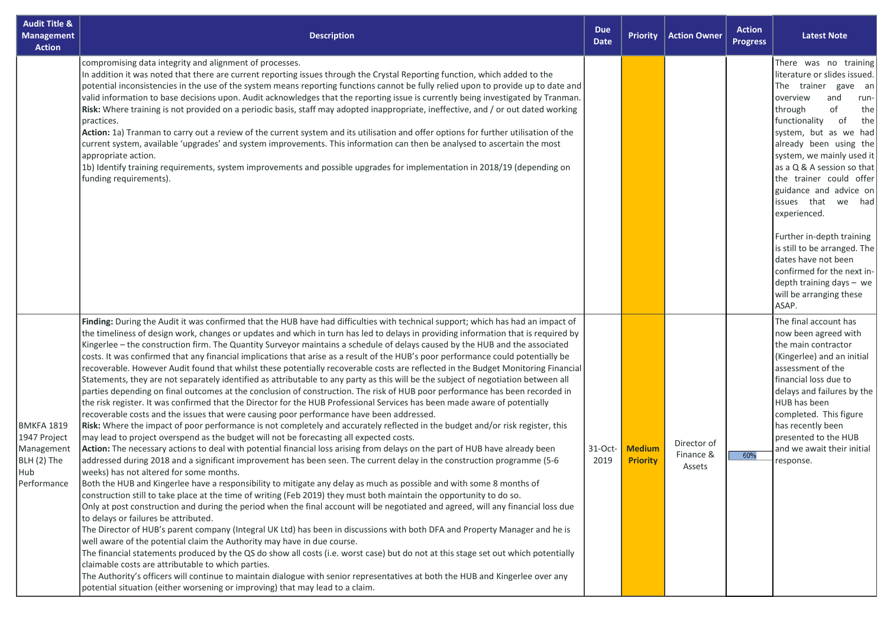| Audit Title & Management Action | Description | Due Date | Priority | Action Owner | Action Progress | Latest Note |
|---|---|---|---|---|---|---|
| | compromising data integrity and alignment of processes.<br>In addition it was noted that there are current reporting issues through the Crystal Reporting function, which added to the potential inconsistencies in the use of the system means reporting functions cannot be fully relied upon to provide up to date and valid information to base decisions upon. Audit acknowledges that the reporting issue is currently being investigated by Tranman.<br>**Risk:** Where training is not provided on a periodic basis, staff may adopted inappropriate, ineffective, and / or out dated working practices.<br>**Action:** 1a) Tranman to carry out a review of the current system and its utilisation and offer options for further utilisation of the current system, available 'upgrades' and system improvements. This information can then be analysed to ascertain the most appropriate action.<br>1b) Identify training requirements, system improvements and possible upgrades for implementation in 2018/19 (depending on funding requirements). | | | | | There was no training literature or slides issued. The trainer gave an overview and run-through of the functionality of the system, but as we had already been using the system, we mainly used it as a Q & A session so that the trainer could offer guidance and advice on issues that we had experienced.<br><br>Further in-depth training is still to be arranged. The dates have not been confirmed for the next in-depth training days – we will be arranging these ASAP. |
| BMKFA 1819 1947 Project Management BLH (2) The Hub Performance | **Finding:** During the Audit it was confirmed that the HUB have had difficulties with technical support; which has had an impact of the timeliness of design work, changes or updates and which in turn has led to delays in providing information that is required by Kingerlee – the construction firm. The Quantity Surveyor maintains a schedule of delays caused by the HUB and the associated costs. It was confirmed that any financial implications that arise as a result of the HUB's poor performance could potentially be recoverable. However Audit found that whilst these potentially recoverable costs are reflected in the Budget Monitoring Financial Statements, they are not separately identified as attributable to any party as this will be the subject of negotiation between all parties depending on final outcomes at the conclusion of construction. The risk of HUB poor performance has been recorded in the risk register. It was confirmed that the Director for the HUB Professional Services has been made aware of potentially recoverable costs and the issues that were causing poor performance have been addressed.<br>**Risk:** Where the impact of poor performance is not completely and accurately reflected in the budget and/or risk register, this may lead to project overspend as the budget will not be forecasting all expected costs.<br>**Action:** The necessary actions to deal with potential financial loss arising from delays on the part of HUB have already been addressed during 2018 and a significant improvement has been seen. The current delay in the construction programme (5-6 weeks) has not altered for some months.<br>Both the HUB and Kingerlee have a responsibility to mitigate any delay as much as possible and with some 8 months of construction still to take place at the time of writing (Feb 2019) they must both maintain the opportunity to do so.<br>Only at post construction and during the period when the final account will be negotiated and agreed, will any financial loss due to delays or failures be attributed.<br>The Director of HUB's parent company (Integral UK Ltd) has been in discussions with both DFA and Property Manager and he is well aware of the potential claim the Authority may have in due course.<br>The financial statements produced by the QS do show all costs (i.e. worst case) but do not at this stage set out which potentially claimable costs are attributable to which parties.<br>The Authority's officers will continue to maintain dialogue with senior representatives at both the HUB and Kingerlee over any potential situation (either worsening or improving) that may lead to a claim. | 31-Oct-2019 | **Medium Priority** | Director of Finance & Assets | 60% | The final account has now been agreed with the main contractor (Kingerlee) and an initial assessment of the financial loss due to delays and failures by the HUB has been completed. This figure has recently been presented to the HUB and we await their initial response. |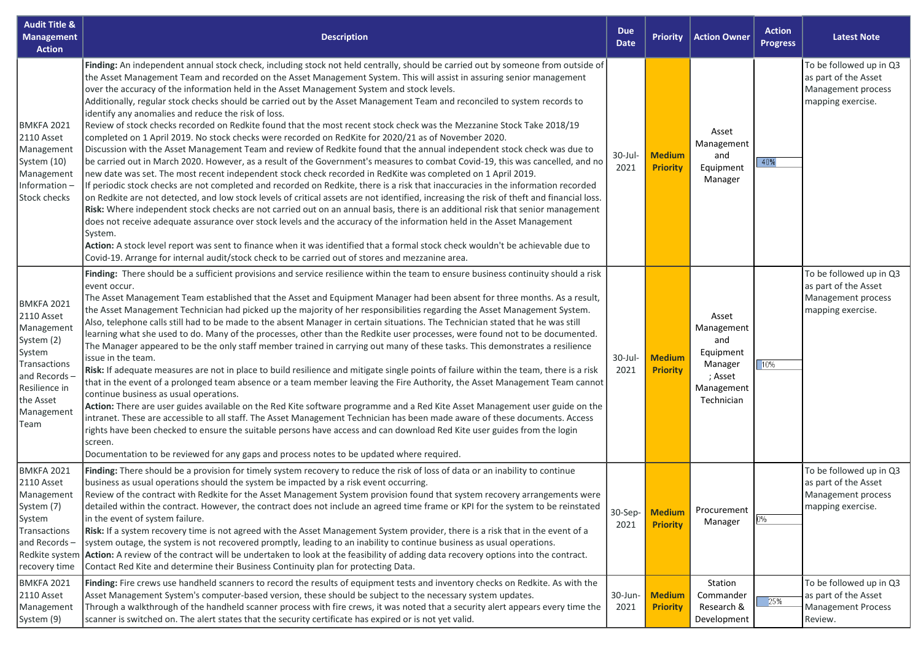| Audit Title & Management Action | Description | Due Date | Priority | Action Owner | Action Progress | Latest Note |
|---|---|---|---|---|---|---|
| BMKFA 2021 2110 Asset Management System (10) Management Information – Stock checks | **Finding:** An independent annual stock check, including stock not held centrally, should be carried out by someone from outside of the Asset Management Team and recorded on the Asset Management System. This will assist in assuring senior management over the accuracy of the information held in the Asset Management System and stock levels.<br>Additionally, regular stock checks should be carried out by the Asset Management Team and reconciled to system records to identify any anomalies and reduce the risk of loss.<br>Review of stock checks recorded on Redkite found that the most recent stock check was the Mezzanine Stock Take 2018/19 completed on 1 April 2019. No stock checks were recorded on RedKite for 2020/21 as of November 2020.<br>Discussion with the Asset Management Team and review of Redkite found that the annual independent stock check was due to be carried out in March 2020. However, as a result of the Government's measures to combat Covid-19, this was cancelled, and no new date was set. The most recent independent stock check recorded in RedKite was completed on 1 April 2019.<br>If periodic stock checks are not completed and recorded on Redkite, there is a risk that inaccuracies in the information recorded on Redkite are not detected, and low stock levels of critical assets are not identified, increasing the risk of theft and financial loss.<br>**Risk:** Where independent stock checks are not carried out on an annual basis, there is an additional risk that senior management does not receive adequate assurance over stock levels and the accuracy of the information held in the Asset Management System.<br>**Action:** A stock level report was sent to finance when it was identified that a formal stock check wouldn't be achievable due to Covid-19. Arrange for internal audit/stock check to be carried out of stores and mezzanine area. | 30-Jul-2021 | **Medium Priority** | Asset Management and Equipment Manager | 40% | To be followed up in Q3 as part of the Asset Management process mapping exercise. |
| BMKFA 2021 2110 Asset Management System (2) System Transactions and Records – Resilience in the Asset Management Team | **Finding:** There should be a sufficient provisions and service resilience within the team to ensure business continuity should a risk event occur.<br>The Asset Management Team established that the Asset and Equipment Manager had been absent for three months. As a result, the Asset Management Technician had picked up the majority of her responsibilities regarding the Asset Management System. Also, telephone calls still had to be made to the absent Manager in certain situations. The Technician stated that he was still learning what she used to do. Many of the processes, other than the Redkite user processes, were found not to be documented. The Manager appeared to be the only staff member trained in carrying out many of these tasks. This demonstrates a resilience issue in the team.<br>**Risk:** If adequate measures are not in place to build resilience and mitigate single points of failure within the team, there is a risk that in the event of a prolonged team absence or a team member leaving the Fire Authority, the Asset Management Team cannot continue business as usual operations.<br>**Action:** There are user guides available on the Red Kite software programme and a Red Kite Asset Management user guide on the intranet. These are accessible to all staff. The Asset Management Technician has been made aware of these documents. Access rights have been checked to ensure the suitable persons have access and can download Red Kite user guides from the login screen.<br>Documentation to be reviewed for any gaps and process notes to be updated where required. | 30-Jul-2021 | **Medium Priority** | Asset Management and Equipment Manager ; Asset Management Technician | 10% | To be followed up in Q3 as part of the Asset Management process mapping exercise. |
| BMKFA 2021 2110 Asset Management System (7) System Transactions and Records – Redkite system recovery time | **Finding:** There should be a provision for timely system recovery to reduce the risk of loss of data or an inability to continue business as usual operations should the system be impacted by a risk event occurring.<br>Review of the contract with Redkite for the Asset Management System provision found that system recovery arrangements were detailed within the contract. However, the contract does not include an agreed time frame or KPI for the system to be reinstated in the event of system failure.<br>**Risk:** If a system recovery time is not agreed with the Asset Management System provider, there is a risk that in the event of a system outage, the system is not recovered promptly, leading to an inability to continue business as usual operations.<br>**Action:** A review of the contract will be undertaken to look at the feasibility of adding data recovery options into the contract. Contact Red Kite and determine their Business Continuity plan for protecting Data. | 30-Sep-2021 | **Medium Priority** | Procurement Manager | 0% | To be followed up in Q3 as part of the Asset Management process mapping exercise. |
| BMKFA 2021 2110 Asset Management System (9) | **Finding:** Fire crews use handheld scanners to record the results of equipment tests and inventory checks on Redkite. As with the Asset Management System's computer-based version, these should be subject to the necessary system updates.<br>Through a walkthrough of the handheld scanner process with fire crews, it was noted that a security alert appears every time the scanner is switched on. The alert states that the security certificate has expired or is not yet valid. | 30-Jun-2021 | **Medium Priority** | Station Commander Research & Development | 25% | To be followed up in Q3 as part of the Asset Management Process Review. |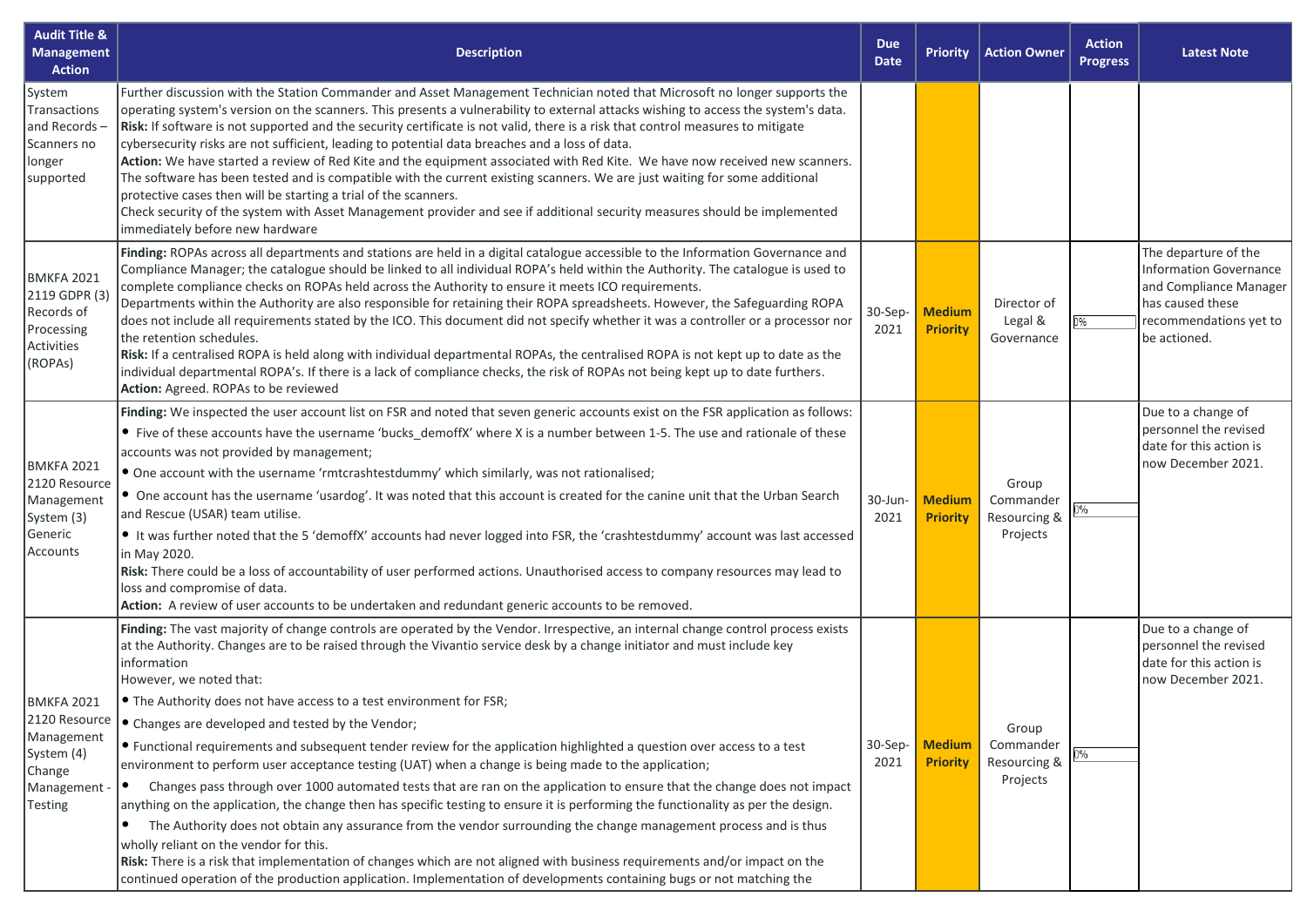| Audit Title & Management Action | Description | Due Date | Priority | Action Owner | Action Progress | Latest Note |
|---|---|---|---|---|---|---|
| System Transactions and Records – Scanners no longer supported | Further discussion with the Station Commander and Asset Management Technician noted that Microsoft no longer supports the operating system's version on the scanners. This presents a vulnerability to external attacks wishing to access the system's data.<br>**Risk:** If software is not supported and the security certificate is not valid, there is a risk that control measures to mitigate cybersecurity risks are not sufficient, leading to potential data breaches and a loss of data.<br>**Action:** We have started a review of Red Kite and the equipment associated with Red Kite. We have now received new scanners. The software has been tested and is compatible with the current existing scanners. We are just waiting for some additional protective cases then will be starting a trial of the scanners.<br>Check security of the system with Asset Management provider and see if additional security measures should be implemented immediately before new hardware | | | | | |
| BMKFA 2021 2119 GDPR (3) Records of Processing Activities (ROPAs) | **Finding:** ROPAs across all departments and stations are held in a digital catalogue accessible to the Information Governance and Compliance Manager; the catalogue should be linked to all individual ROPA's held within the Authority. The catalogue is used to complete compliance checks on ROPAs held across the Authority to ensure it meets ICO requirements.<br>Departments within the Authority are also responsible for retaining their ROPA spreadsheets. However, the Safeguarding ROPA does not include all requirements stated by the ICO. This document did not specify whether it was a controller or a processor nor the retention schedules.<br>**Risk:** If a centralised ROPA is held along with individual departmental ROPAs, the centralised ROPA is not kept up to date as the individual departmental ROPA's. If there is a lack of compliance checks, the risk of ROPAs not being kept up to date furthers.<br>**Action:** Agreed. ROPAs to be reviewed | 30-Sep-2021 | **Medium Priority** | Director of Legal & Governance | 0% | The departure of the Information Governance and Compliance Manager has caused these recommendations yet to be actioned. |
| BMKFA 2021 2120 Resource Management System (3) Generic Accounts | **Finding:** We inspected the user account list on FSR and noted that seven generic accounts exist on the FSR application as follows:<br>• Five of these accounts have the username 'bucks_demoffX' where X is a number between 1-5. The use and rationale of these accounts was not provided by management;<br>• One account with the username 'rmtcrashtestdummy' which similarly, was not rationalised;<br>• One account has the username 'usardog'. It was noted that this account is created for the canine unit that the Urban Search and Rescue (USAR) team utilise.<br>• It was further noted that the 5 'demoffX' accounts had never logged into FSR, the 'crashtestdummy' account was last accessed in May 2020.<br>**Risk:** There could be a loss of accountability of user performed actions. Unauthorised access to company resources may lead to loss and compromise of data.<br>**Action:** A review of user accounts to be undertaken and redundant generic accounts to be removed. | 30-Jun-2021 | **Medium Priority** | Group Commander Resourcing & Projects | 0% | Due to a change of personnel the revised date for this action is now December 2021. |
| BMKFA 2021 2120 Resource Management System (4) Change Management - Testing | **Finding:** The vast majority of change controls are operated by the Vendor. Irrespective, an internal change control process exists at the Authority. Changes are to be raised through the Vivantio service desk by a change initiator and must include key information<br>However, we noted that:<br>• The Authority does not have access to a test environment for FSR;<br>• Changes are developed and tested by the Vendor;<br>• Functional requirements and subsequent tender review for the application highlighted a question over access to a test environment to perform user acceptance testing (UAT) when a change is being made to the application;<br>• Changes pass through over 1000 automated tests that are ran on the application to ensure that the change does not impact anything on the application, the change then has specific testing to ensure it is performing the functionality as per the design.<br>• The Authority does not obtain any assurance from the vendor surrounding the change management process and is thus wholly reliant on the vendor for this.<br>**Risk:** There is a risk that implementation of changes which are not aligned with business requirements and/or impact on the continued operation of the production application. Implementation of developments containing bugs or not matching the | 30-Sep-2021 | **Medium Priority** | Group Commander Resourcing & Projects | 0% | Due to a change of personnel the revised date for this action is now December 2021. |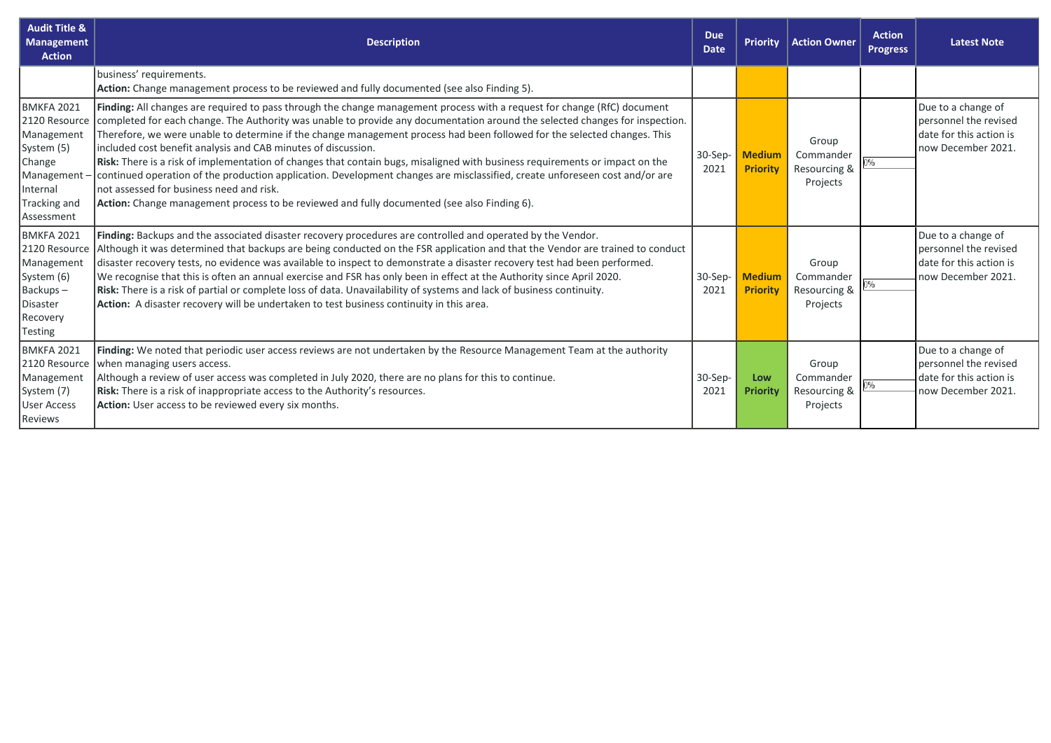| Audit Title & Management Action | Description | Due Date | Priority | Action Owner | Action Progress | Latest Note |
|---|---|---|---|---|---|---|
| | business' requirements.<br>**Action:** Change management process to be reviewed and fully documented (see also Finding 5). | | | | | |
| BMKFA 2021 2120 Resource Management System (5) Change Management – Internal Tracking and Assessment | **Finding:** All changes are required to pass through the change management process with a request for change (RfC) document completed for each change. The Authority was unable to provide any documentation around the selected changes for inspection. Therefore, we were unable to determine if the change management process had been followed for the selected changes. This included cost benefit analysis and CAB minutes of discussion.<br>**Risk:** There is a risk of implementation of changes that contain bugs, misaligned with business requirements or impact on the continued operation of the production application. Development changes are misclassified, create unforeseen cost and/or are not assessed for business need and risk.<br>**Action:** Change management process to be reviewed and fully documented (see also Finding 6). | 30-Sep-2021 | **Medium Priority** | Group Commander Resourcing & Projects | 0% | Due to a change of personnel the revised date for this action is now December 2021. |
| BMKFA 2021 2120 Resource Management System (6) Backups – Disaster Recovery Testing | **Finding:** Backups and the associated disaster recovery procedures are controlled and operated by the Vendor.<br>Although it was determined that backups are being conducted on the FSR application and that the Vendor are trained to conduct disaster recovery tests, no evidence was available to inspect to demonstrate a disaster recovery test had been performed.<br>We recognise that this is often an annual exercise and FSR has only been in effect at the Authority since April 2020.<br>**Risk:** There is a risk of partial or complete loss of data. Unavailability of systems and lack of business continuity.<br>**Action:** A disaster recovery will be undertaken to test business continuity in this area. | 30-Sep-2021 | **Medium Priority** | Group Commander Resourcing & Projects | 0% | Due to a change of personnel the revised date for this action is now December 2021. |
| BMKFA 2021 2120 Resource Management System (7) User Access Reviews | **Finding:** We noted that periodic user access reviews are not undertaken by the Resource Management Team at the authority when managing users access.<br>Although a review of user access was completed in July 2020, there are no plans for this to continue.<br>**Risk:** There is a risk of inappropriate access to the Authority's resources.<br>**Action:** User access to be reviewed every six months. | 30-Sep-2021 | **Low Priority** | Group Commander Resourcing & Projects | 0% | Due to a change of personnel the revised date for this action is now December 2021. |